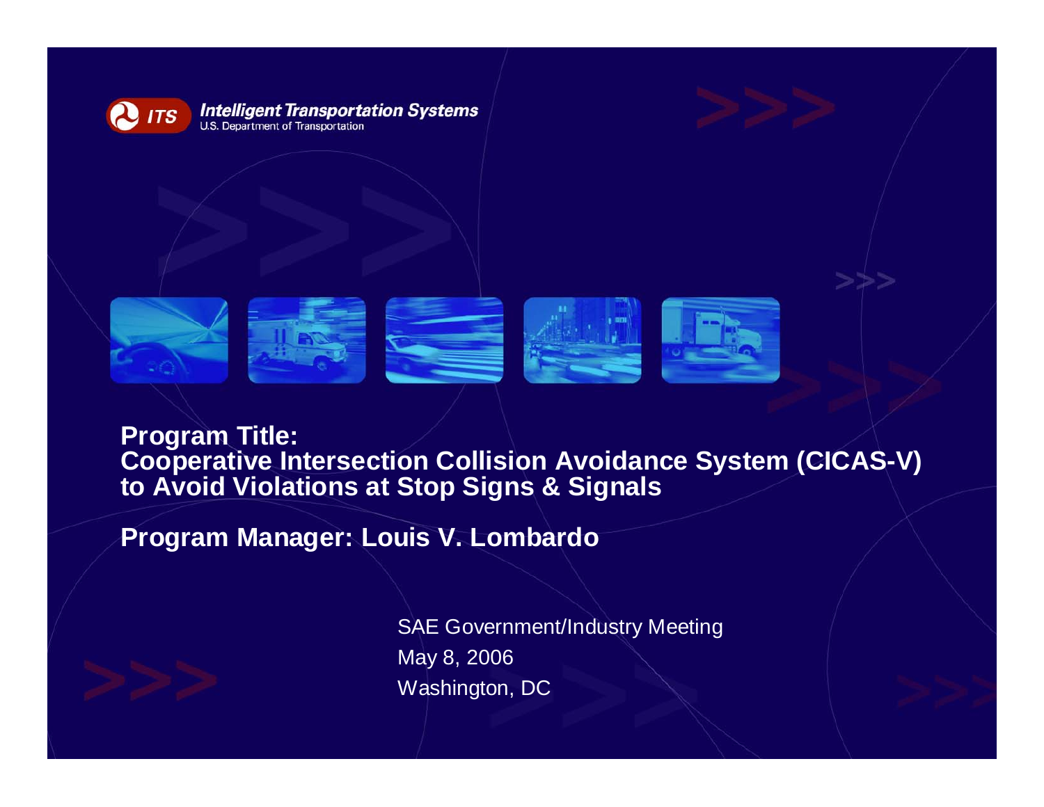Intelligent Transportation Systems
U.S. Department of Transportation

**Program Title:**
**Cooperative Intersection Collision Avoidance System (CICAS-V) to Avoid Violations at Stop Signs & Signals**

**Program Manager: Louis V. Lombardo**

SAE Government/Industry Meeting
May 8, 2006
Washington, DC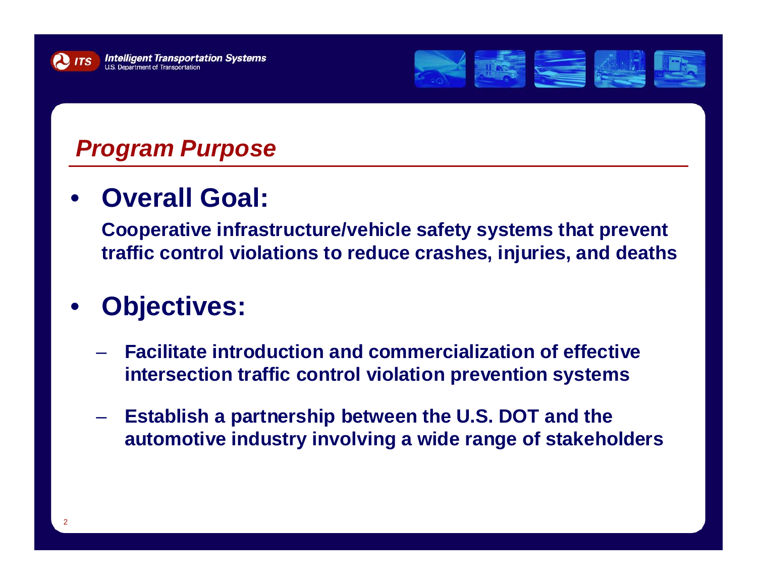## *Program Purpose*

- **Overall Goal:**

  **Cooperative infrastructure/vehicle safety systems that prevent traffic control violations to reduce crashes, injuries, and deaths**

- **Objectives:**
  - **Facilitate introduction and commercialization of effective intersection traffic control violation prevention systems**
  - **Establish a partnership between the U.S. DOT and the automotive industry involving a wide range of stakeholders**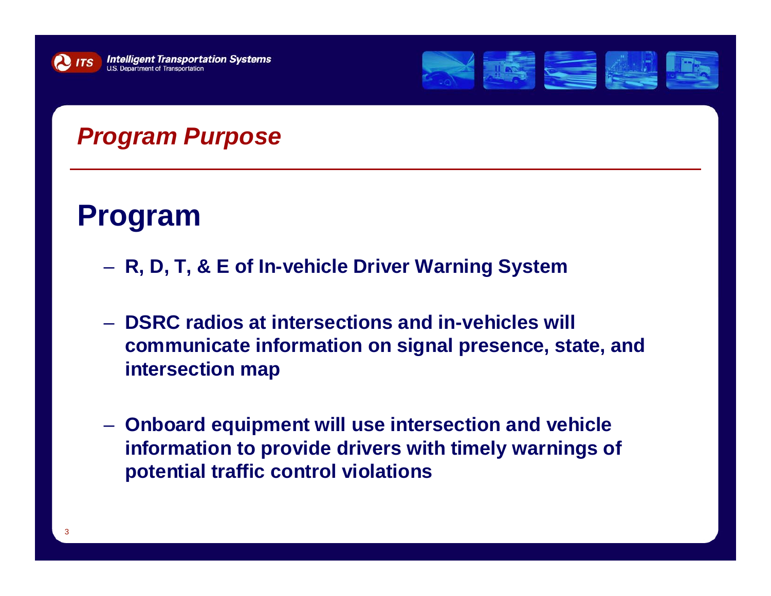## *Program Purpose*

# Program

- **R, D, T, & E of In-vehicle Driver Warning System**
- **DSRC radios at intersections and in-vehicles will communicate information on signal presence, state, and intersection map**
- **Onboard equipment will use intersection and vehicle information to provide drivers with timely warnings of potential traffic control violations**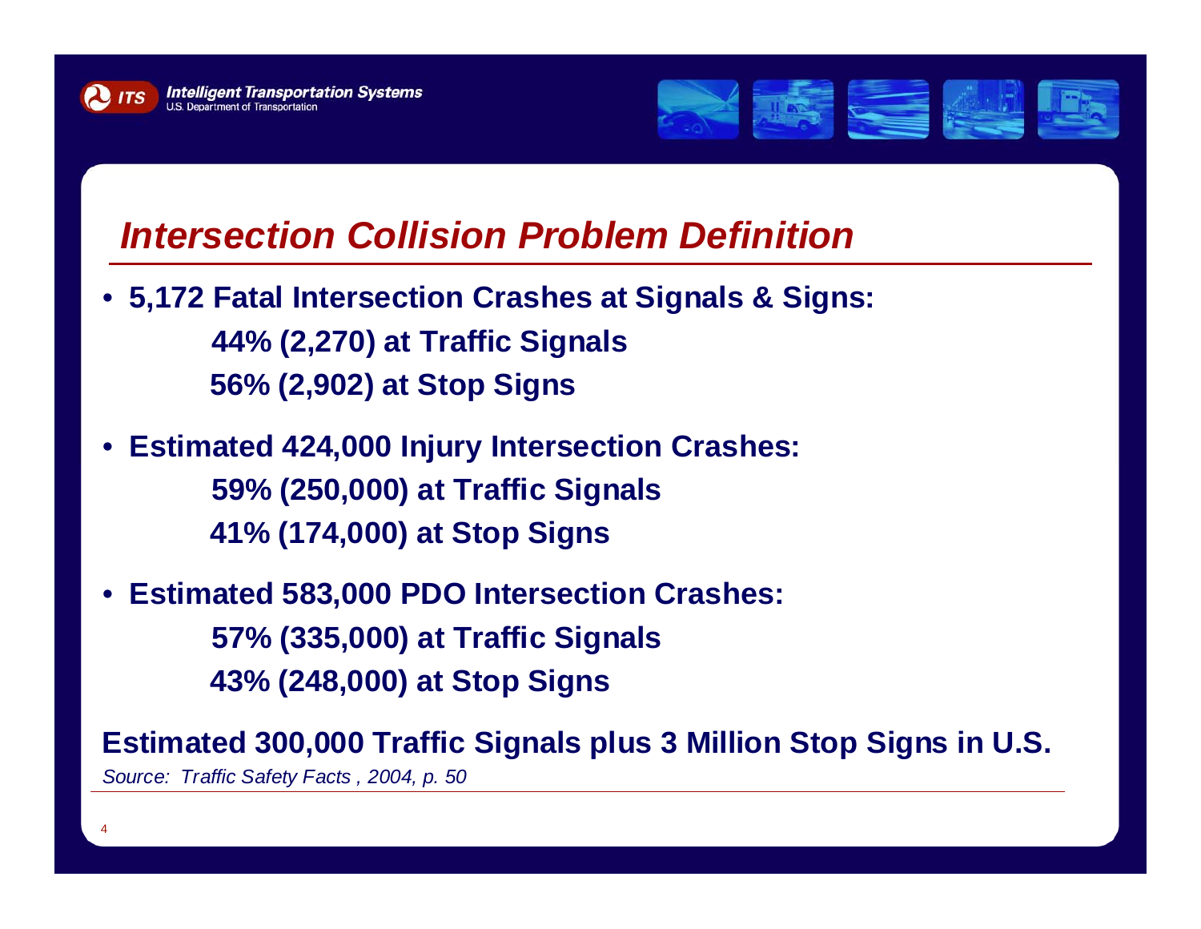## Intersection Collision Problem Definition

- **5,172 Fatal Intersection Crashes at Signals & Signs:**
  - **44% (2,270) at Traffic Signals**
  - **56% (2,902) at Stop Signs**
- **Estimated 424,000 Injury Intersection Crashes:**
  - **59% (250,000) at Traffic Signals**
  - **41% (174,000) at Stop Signs**
- **Estimated 583,000 PDO Intersection Crashes:**
  - **57% (335,000) at Traffic Signals**
  - **43% (248,000) at Stop Signs**

**Estimated 300,000 Traffic Signals plus 3 Million Stop Signs in U.S.**

*Source: Traffic Safety Facts , 2004, p. 50*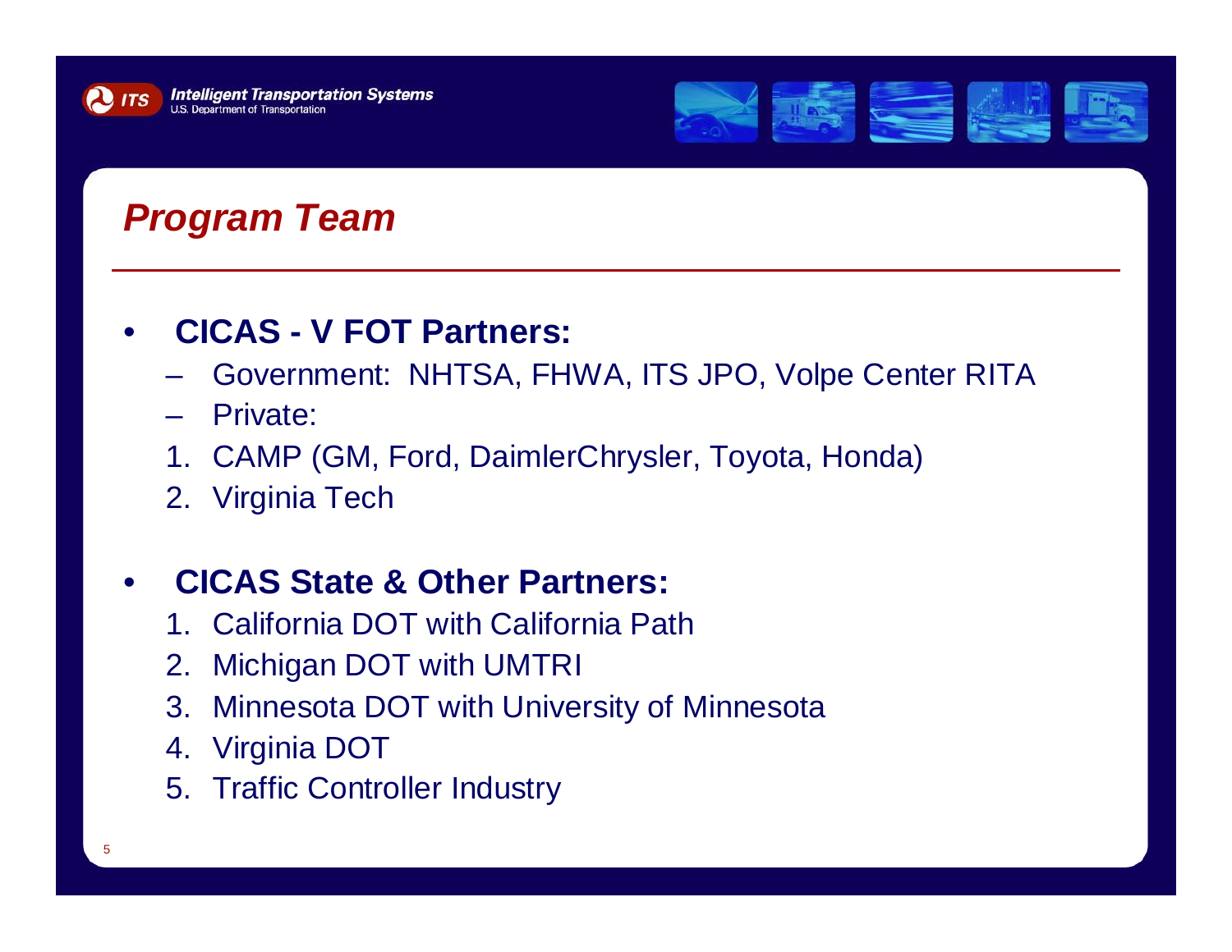# Program Team

- **CICAS - V FOT Partners:**
  - Government: NHTSA, FHWA, ITS JPO, Volpe Center RITA
  - Private:
  1. CAMP (GM, Ford, DaimlerChrysler, Toyota, Honda)
  2. Virginia Tech

- **CICAS State & Other Partners:**
  1. California DOT with California Path
  2. Michigan DOT with UMTRI
  3. Minnesota DOT with University of Minnesota
  4. Virginia DOT
  5. Traffic Controller Industry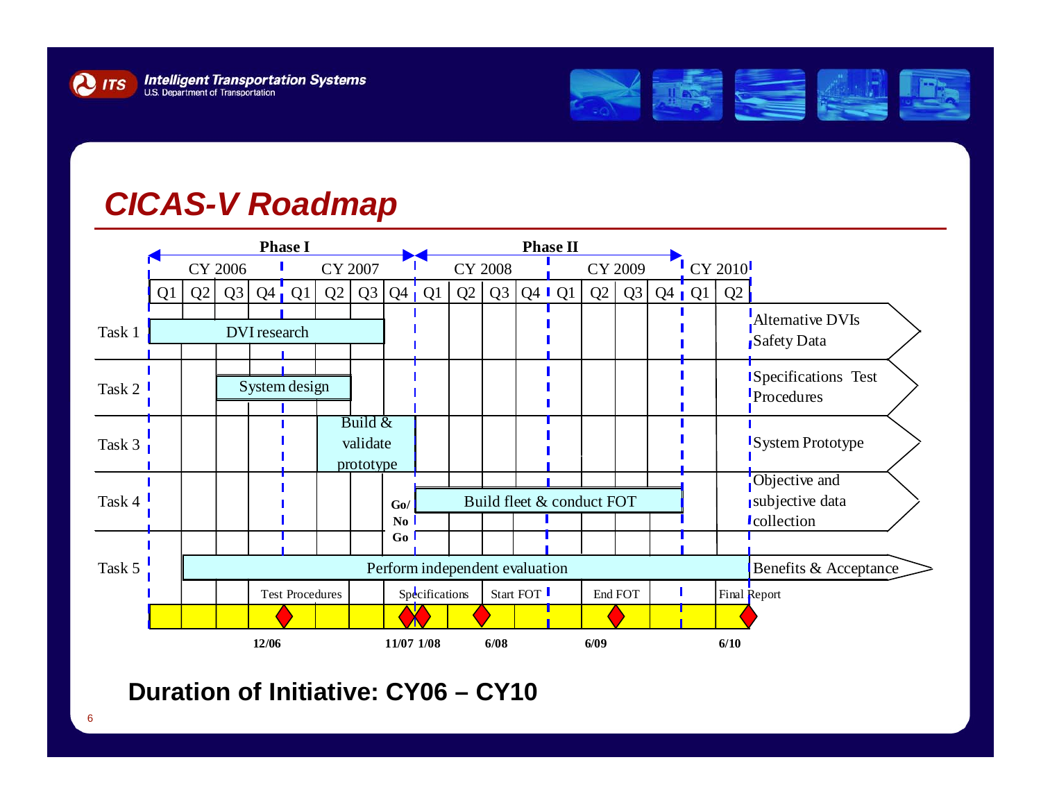# CICAS-V Roadmap

| | Phase I | | Phase II | | |
|---|---|---|---|---|---|
| | CY 2006 (Q1–Q4) | CY 2007 (Q1–Q4) | CY 2008 (Q1–Q4) | CY 2009 (Q1–Q4) | CY 2010 (Q1–Q2) | Outputs |
| Task 1 | DVI research | DVI research | | | | Alternative DVIs, Safety Data |
| Task 2 | System design | System design | | | | Specifications, Test Procedures |
| Task 3 | | Build & validate prototype | | | | System Prototype |
| Task 4 | | Go/No Go | Build fleet & conduct FOT | Build fleet & conduct FOT | | Objective and subjective data collection |
| Task 5 | Perform independent evaluation | Perform independent evaluation | Perform independent evaluation | Perform independent evaluation | Perform independent evaluation | Benefits & Acceptance |

Milestones:

- Test Procedures – 12/06
- Specifications – 11/07, 1/08
- Start FOT – 6/08
- End FOT – 6/09
- Final Report – 6/10

**Duration of Initiative: CY06 – CY10**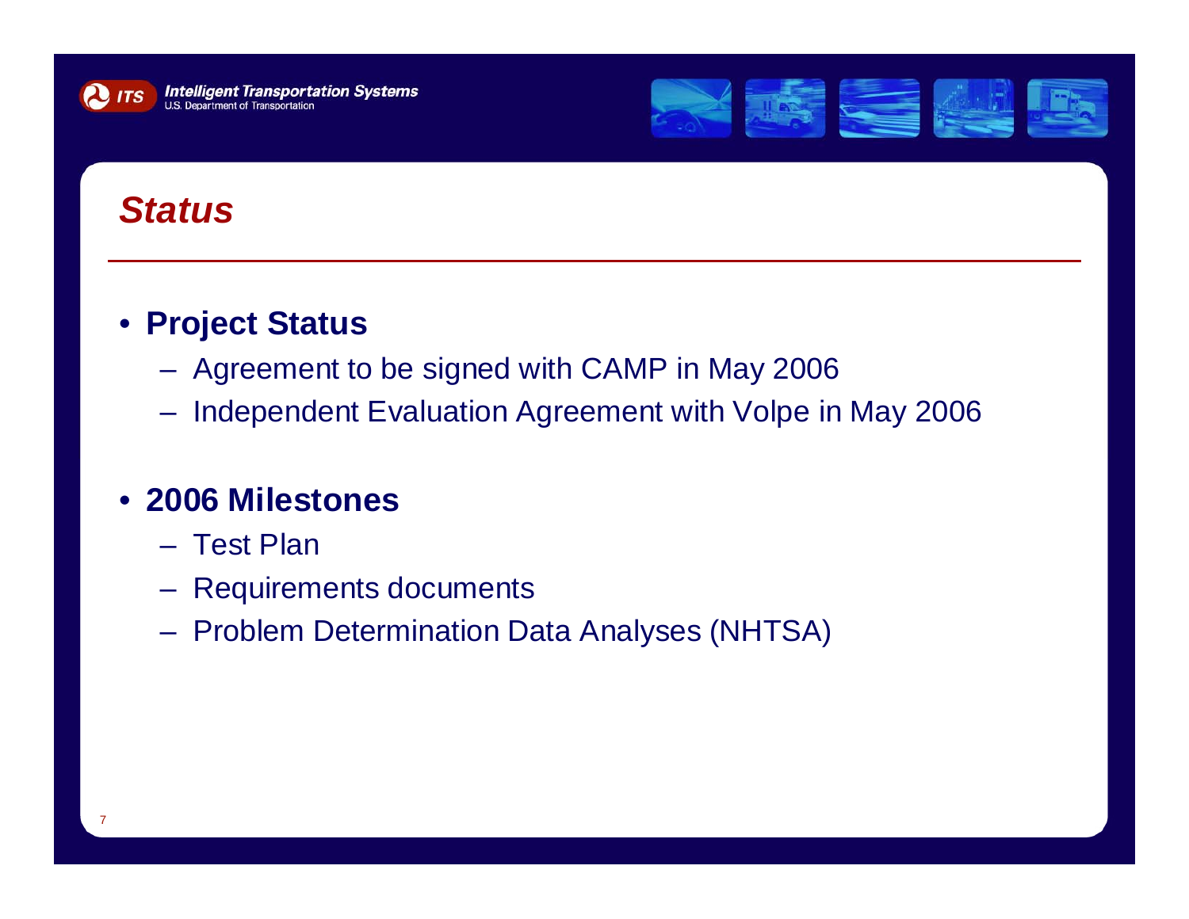# Status

- **Project Status**
  - Agreement to be signed with CAMP in May 2006
  - Independent Evaluation Agreement with Volpe in May 2006
- **2006 Milestones**
  - Test Plan
  - Requirements documents
  - Problem Determination Data Analyses (NHTSA)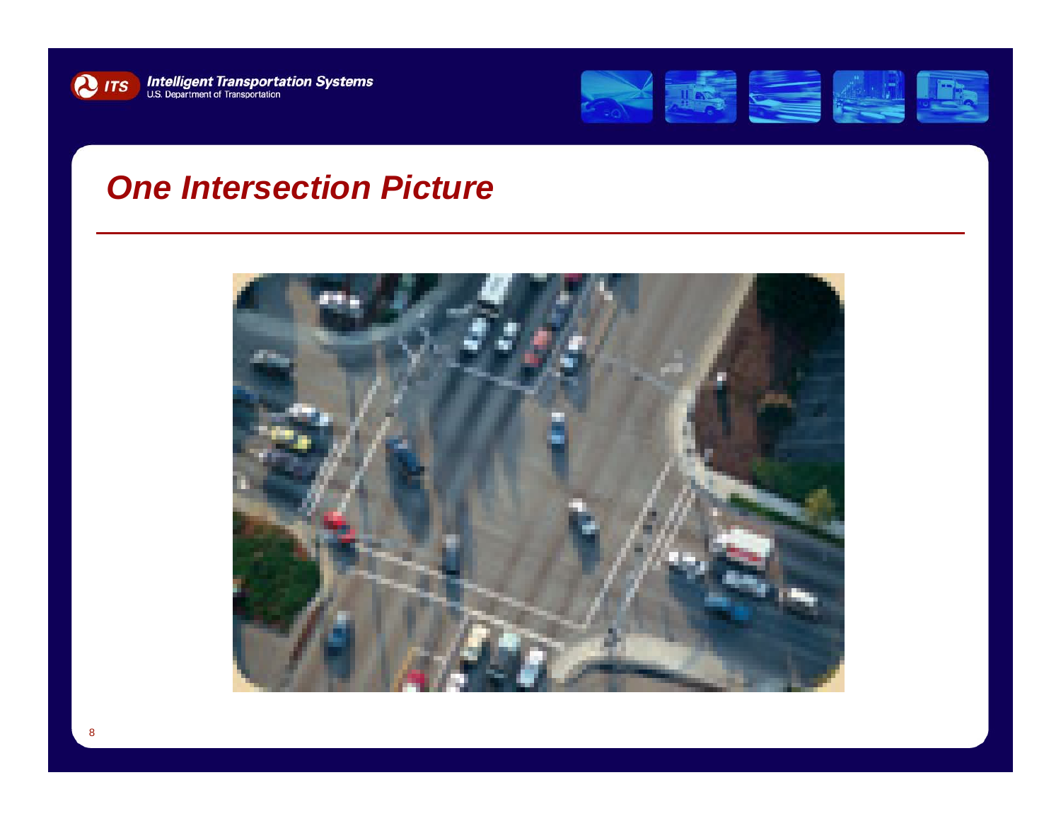# One Intersection Picture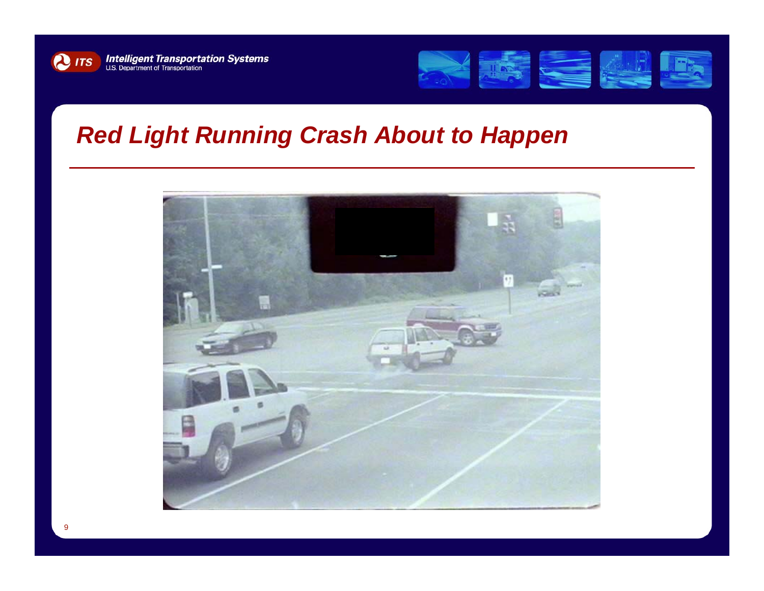# Red Light Running Crash About to Happen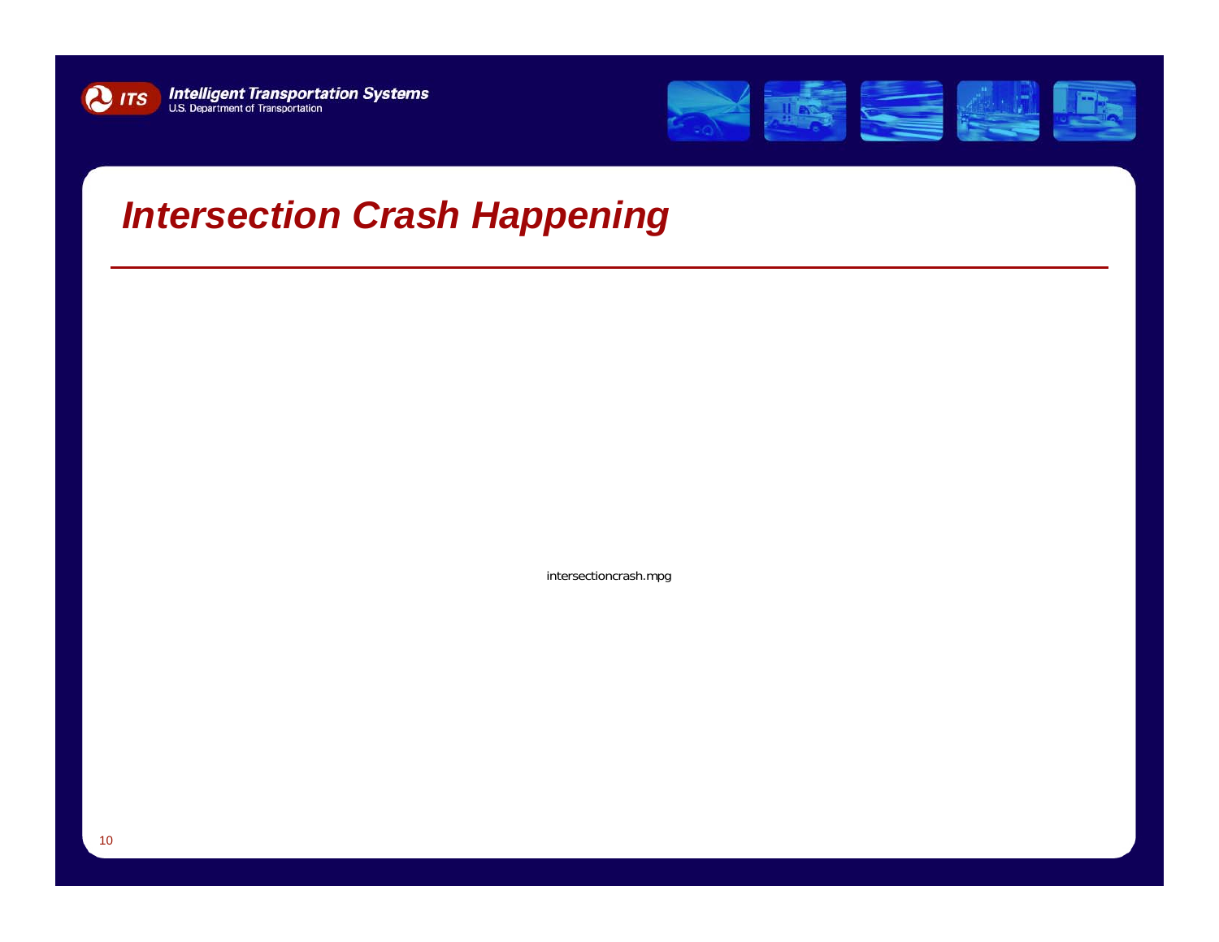# Intersection Crash Happening

intersectioncrash.mpg